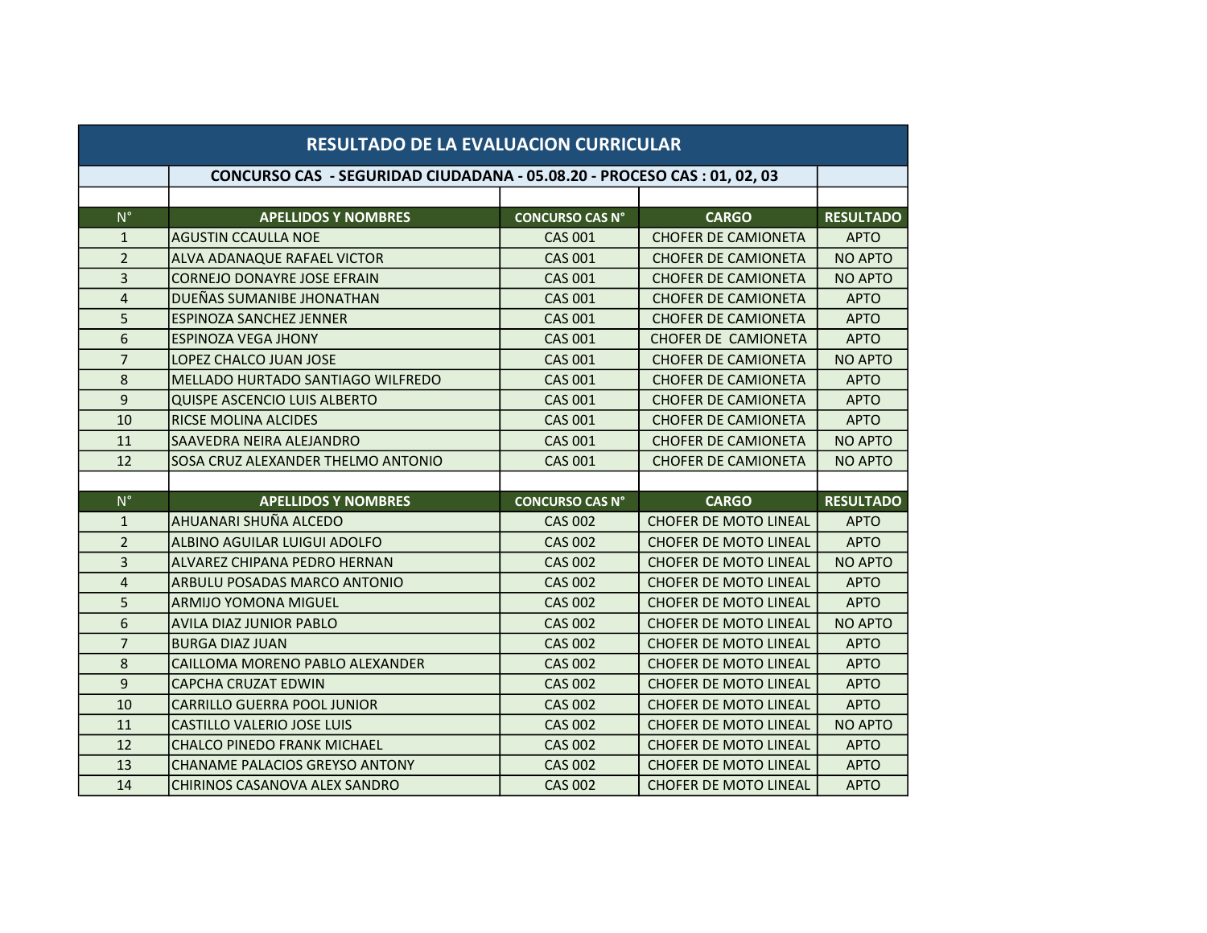# RESULTADO DE LA EVALUACION CURRICULAR

## CONCURSO CAS - SEGURIDAD CIUDADANA - 05.08.20 - PROCESO CAS : 01, 02, 03

| N° | APELLIDOS Y NOMBRES | CONCURSO CAS N° | CARGO | RESULTADO |
|---|---|---|---|---|
| 1 | AGUSTIN CCAULLA NOE | CAS 001 | CHOFER DE CAMIONETA | APTO |
| 2 | ALVA ADANAQUE RAFAEL VICTOR | CAS 001 | CHOFER DE CAMIONETA | NO APTO |
| 3 | CORNEJO DONAYRE JOSE EFRAIN | CAS 001 | CHOFER DE CAMIONETA | NO APTO |
| 4 | DUEÑAS SUMANIBE JHONATHAN | CAS 001 | CHOFER DE CAMIONETA | APTO |
| 5 | ESPINOZA SANCHEZ JENNER | CAS 001 | CHOFER DE CAMIONETA | APTO |
| 6 | ESPINOZA VEGA JHONY | CAS 001 | CHOFER DE CAMIONETA | APTO |
| 7 | LOPEZ CHALCO JUAN JOSE | CAS 001 | CHOFER DE CAMIONETA | NO APTO |
| 8 | MELLADO HURTADO SANTIAGO WILFREDO | CAS 001 | CHOFER DE CAMIONETA | APTO |
| 9 | QUISPE ASCENCIO LUIS ALBERTO | CAS 001 | CHOFER DE CAMIONETA | APTO |
| 10 | RICSE MOLINA ALCIDES | CAS 001 | CHOFER DE CAMIONETA | APTO |
| 11 | SAAVEDRA NEIRA ALEJANDRO | CAS 001 | CHOFER DE CAMIONETA | NO APTO |
| 12 | SOSA CRUZ ALEXANDER THELMO ANTONIO | CAS 001 | CHOFER DE CAMIONETA | NO APTO |

| N° | APELLIDOS Y NOMBRES | CONCURSO CAS N° | CARGO | RESULTADO |
|---|---|---|---|---|
| 1 | AHUANARI SHUÑA ALCEDO | CAS 002 | CHOFER DE MOTO LINEAL | APTO |
| 2 | ALBINO AGUILAR LUIGUI ADOLFO | CAS 002 | CHOFER DE MOTO LINEAL | APTO |
| 3 | ALVAREZ CHIPANA PEDRO HERNAN | CAS 002 | CHOFER DE MOTO LINEAL | NO APTO |
| 4 | ARBULU POSADAS MARCO ANTONIO | CAS 002 | CHOFER DE MOTO LINEAL | APTO |
| 5 | ARMIJO YOMONA MIGUEL | CAS 002 | CHOFER DE MOTO LINEAL | APTO |
| 6 | AVILA DIAZ JUNIOR PABLO | CAS 002 | CHOFER DE MOTO LINEAL | NO APTO |
| 7 | BURGA DIAZ JUAN | CAS 002 | CHOFER DE MOTO LINEAL | APTO |
| 8 | CAILLOMA MORENO PABLO ALEXANDER | CAS 002 | CHOFER DE MOTO LINEAL | APTO |
| 9 | CAPCHA CRUZAT EDWIN | CAS 002 | CHOFER DE MOTO LINEAL | APTO |
| 10 | CARRILLO GUERRA POOL JUNIOR | CAS 002 | CHOFER DE MOTO LINEAL | APTO |
| 11 | CASTILLO VALERIO JOSE LUIS | CAS 002 | CHOFER DE MOTO LINEAL | NO APTO |
| 12 | CHALCO PINEDO FRANK MICHAEL | CAS 002 | CHOFER DE MOTO LINEAL | APTO |
| 13 | CHANAME PALACIOS GREYSO ANTONY | CAS 002 | CHOFER DE MOTO LINEAL | APTO |
| 14 | CHIRINOS CASANOVA ALEX SANDRO | CAS 002 | CHOFER DE MOTO LINEAL | APTO |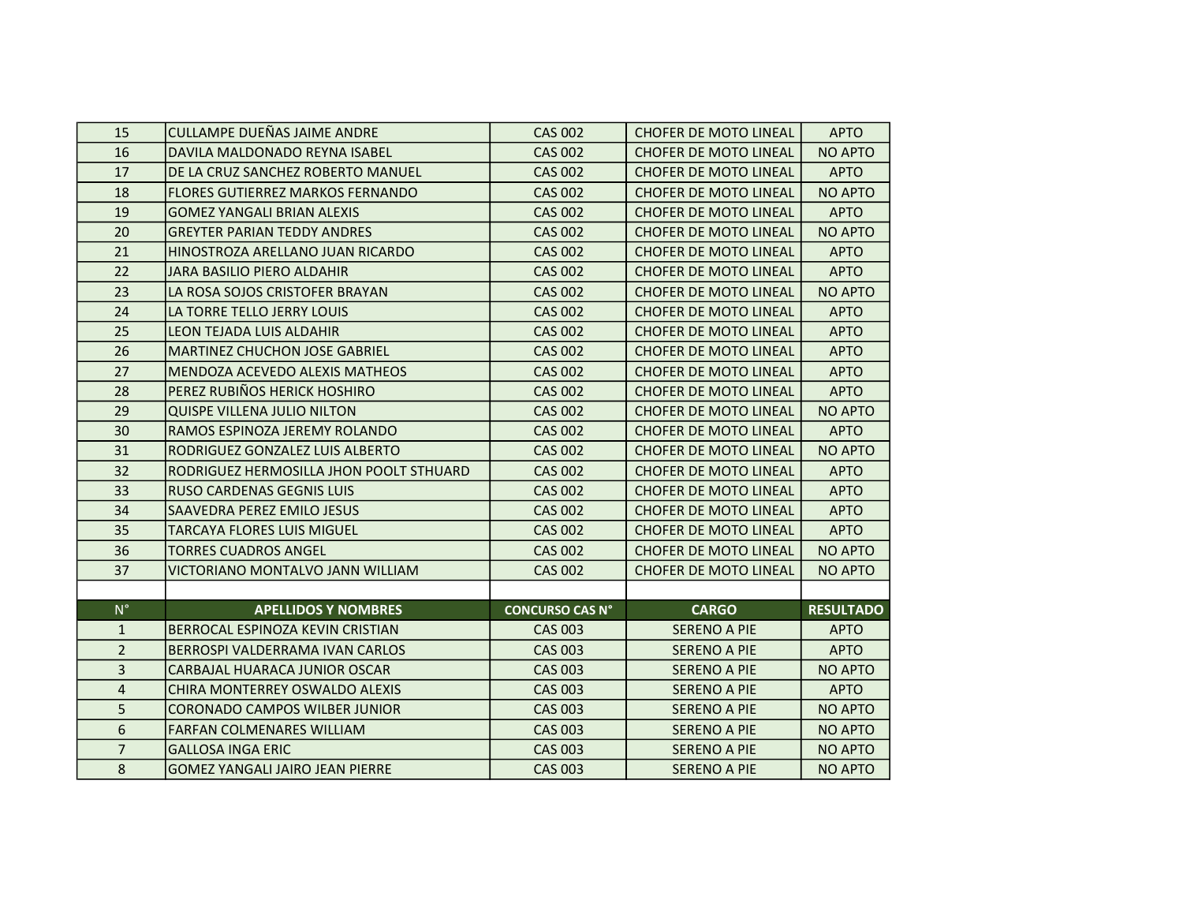| | | | | |
|---|---|---|---|---|
| 15 | CULLAMPE DUEÑAS JAIME ANDRE | CAS 002 | CHOFER DE MOTO LINEAL | APTO |
| 16 | DAVILA MALDONADO REYNA ISABEL | CAS 002 | CHOFER DE MOTO LINEAL | NO APTO |
| 17 | DE LA CRUZ SANCHEZ ROBERTO MANUEL | CAS 002 | CHOFER DE MOTO LINEAL | APTO |
| 18 | FLORES GUTIERREZ MARKOS FERNANDO | CAS 002 | CHOFER DE MOTO LINEAL | NO APTO |
| 19 | GOMEZ YANGALI BRIAN ALEXIS | CAS 002 | CHOFER DE MOTO LINEAL | APTO |
| 20 | GREYTER PARIAN TEDDY ANDRES | CAS 002 | CHOFER DE MOTO LINEAL | NO APTO |
| 21 | HINOSTROZA ARELLANO JUAN RICARDO | CAS 002 | CHOFER DE MOTO LINEAL | APTO |
| 22 | JARA BASILIO PIERO ALDAHIR | CAS 002 | CHOFER DE MOTO LINEAL | APTO |
| 23 | LA ROSA SOJOS CRISTOFER BRAYAN | CAS 002 | CHOFER DE MOTO LINEAL | NO APTO |
| 24 | LA TORRE TELLO JERRY LOUIS | CAS 002 | CHOFER DE MOTO LINEAL | APTO |
| 25 | LEON TEJADA LUIS ALDAHIR | CAS 002 | CHOFER DE MOTO LINEAL | APTO |
| 26 | MARTINEZ CHUCHON JOSE GABRIEL | CAS 002 | CHOFER DE MOTO LINEAL | APTO |
| 27 | MENDOZA ACEVEDO ALEXIS MATHEOS | CAS 002 | CHOFER DE MOTO LINEAL | APTO |
| 28 | PEREZ RUBIÑOS HERICK HOSHIRO | CAS 002 | CHOFER DE MOTO LINEAL | APTO |
| 29 | QUISPE VILLENA JULIO NILTON | CAS 002 | CHOFER DE MOTO LINEAL | NO APTO |
| 30 | RAMOS ESPINOZA JEREMY ROLANDO | CAS 002 | CHOFER DE MOTO LINEAL | APTO |
| 31 | RODRIGUEZ GONZALEZ LUIS ALBERTO | CAS 002 | CHOFER DE MOTO LINEAL | NO APTO |
| 32 | RODRIGUEZ HERMOSILLA JHON POOLT STHUARD | CAS 002 | CHOFER DE MOTO LINEAL | APTO |
| 33 | RUSO CARDENAS GEGNIS LUIS | CAS 002 | CHOFER DE MOTO LINEAL | APTO |
| 34 | SAAVEDRA PEREZ EMILO JESUS | CAS 002 | CHOFER DE MOTO LINEAL | APTO |
| 35 | TARCAYA FLORES LUIS MIGUEL | CAS 002 | CHOFER DE MOTO LINEAL | APTO |
| 36 | TORRES CUADROS ANGEL | CAS 002 | CHOFER DE MOTO LINEAL | NO APTO |
| 37 | VICTORIANO MONTALVO JANN WILLIAM | CAS 002 | CHOFER DE MOTO LINEAL | NO APTO |

| N° | APELLIDOS Y NOMBRES | CONCURSO CAS N° | CARGO | RESULTADO |
|---|---|---|---|---|
| 1 | BERROCAL ESPINOZA KEVIN CRISTIAN | CAS 003 | SERENO A PIE | APTO |
| 2 | BERROSPI VALDERRAMA IVAN CARLOS | CAS 003 | SERENO A PIE | APTO |
| 3 | CARBAJAL HUARACA JUNIOR OSCAR | CAS 003 | SERENO A PIE | NO APTO |
| 4 | CHIRA MONTERREY OSWALDO ALEXIS | CAS 003 | SERENO A PIE | APTO |
| 5 | CORONADO CAMPOS WILBER JUNIOR | CAS 003 | SERENO A PIE | NO APTO |
| 6 | FARFAN COLMENARES WILLIAM | CAS 003 | SERENO A PIE | NO APTO |
| 7 | GALLOSA INGA ERIC | CAS 003 | SERENO A PIE | NO APTO |
| 8 | GOMEZ YANGALI JAIRO JEAN PIERRE | CAS 003 | SERENO A PIE | NO APTO |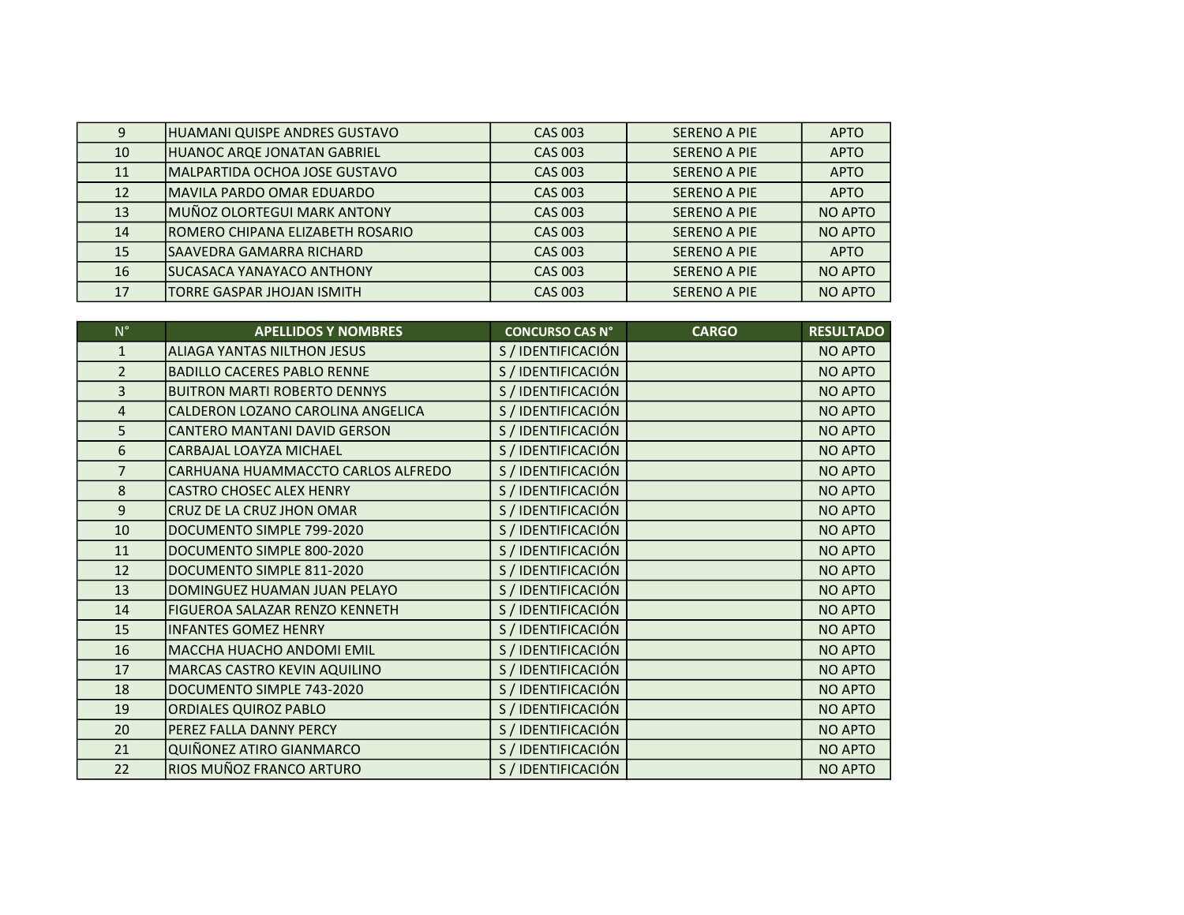| | | | | |
|---|---|---|---|---|
| 9 | HUAMANI QUISPE ANDRES GUSTAVO | CAS 003 | SERENO A PIE | APTO |
| 10 | HUANOC ARQE JONATAN GABRIEL | CAS 003 | SERENO A PIE | APTO |
| 11 | MALPARTIDA OCHOA JOSE GUSTAVO | CAS 003 | SERENO A PIE | APTO |
| 12 | MAVILA PARDO OMAR EDUARDO | CAS 003 | SERENO A PIE | APTO |
| 13 | MUÑOZ OLORTEGUI MARK ANTONY | CAS 003 | SERENO A PIE | NO APTO |
| 14 | ROMERO CHIPANA ELIZABETH ROSARIO | CAS 003 | SERENO A PIE | NO APTO |
| 15 | SAAVEDRA GAMARRA RICHARD | CAS 003 | SERENO A PIE | APTO |
| 16 | SUCASACA YANAYACO ANTHONY | CAS 003 | SERENO A PIE | NO APTO |
| 17 | TORRE GASPAR JHOJAN ISMITH | CAS 003 | SERENO A PIE | NO APTO |

| N° | APELLIDOS Y NOMBRES | CONCURSO CAS N° | CARGO | RESULTADO |
|---|---|---|---|---|
| 1 | ALIAGA YANTAS NILTHON JESUS | S / IDENTIFICACIÓN | | NO APTO |
| 2 | BADILLO CACERES PABLO RENNE | S / IDENTIFICACIÓN | | NO APTO |
| 3 | BUITRON MARTI ROBERTO DENNYS | S / IDENTIFICACIÓN | | NO APTO |
| 4 | CALDERON LOZANO CAROLINA ANGELICA | S / IDENTIFICACIÓN | | NO APTO |
| 5 | CANTERO MANTANI DAVID GERSON | S / IDENTIFICACIÓN | | NO APTO |
| 6 | CARBAJAL LOAYZA MICHAEL | S / IDENTIFICACIÓN | | NO APTO |
| 7 | CARHUANA HUAMMACCTO CARLOS ALFREDO | S / IDENTIFICACIÓN | | NO APTO |
| 8 | CASTRO CHOSEC ALEX HENRY | S / IDENTIFICACIÓN | | NO APTO |
| 9 | CRUZ DE LA CRUZ JHON OMAR | S / IDENTIFICACIÓN | | NO APTO |
| 10 | DOCUMENTO SIMPLE 799-2020 | S / IDENTIFICACIÓN | | NO APTO |
| 11 | DOCUMENTO SIMPLE 800-2020 | S / IDENTIFICACIÓN | | NO APTO |
| 12 | DOCUMENTO SIMPLE 811-2020 | S / IDENTIFICACIÓN | | NO APTO |
| 13 | DOMINGUEZ HUAMAN JUAN PELAYO | S / IDENTIFICACIÓN | | NO APTO |
| 14 | FIGUEROA SALAZAR RENZO KENNETH | S / IDENTIFICACIÓN | | NO APTO |
| 15 | INFANTES GOMEZ HENRY | S / IDENTIFICACIÓN | | NO APTO |
| 16 | MACCHA HUACHO ANDOMI EMIL | S / IDENTIFICACIÓN | | NO APTO |
| 17 | MARCAS CASTRO KEVIN AQUILINO | S / IDENTIFICACIÓN | | NO APTO |
| 18 | DOCUMENTO SIMPLE 743-2020 | S / IDENTIFICACIÓN | | NO APTO |
| 19 | ORDIALES QUIROZ PABLO | S / IDENTIFICACIÓN | | NO APTO |
| 20 | PEREZ FALLA DANNY PERCY | S / IDENTIFICACIÓN | | NO APTO |
| 21 | QUIÑONEZ ATIRO GIANMARCO | S / IDENTIFICACIÓN | | NO APTO |
| 22 | RIOS MUÑOZ FRANCO ARTURO | S / IDENTIFICACIÓN | | NO APTO |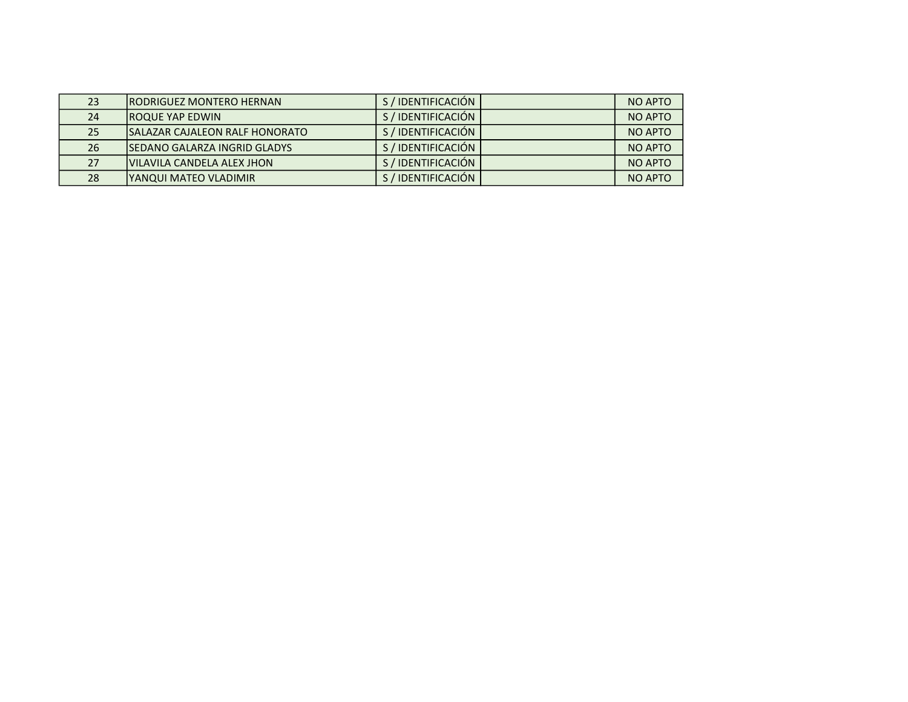| | | | | |
|---|---|---|---|---|
| 23 | RODRIGUEZ MONTERO HERNAN | S / IDENTIFICACIÓN | | NO APTO |
| 24 | ROQUE YAP EDWIN | S / IDENTIFICACIÓN | | NO APTO |
| 25 | SALAZAR CAJALEON RALF HONORATO | S / IDENTIFICACIÓN | | NO APTO |
| 26 | SEDANO GALARZA INGRID GLADYS | S / IDENTIFICACIÓN | | NO APTO |
| 27 | VILAVILA CANDELA ALEX JHON | S / IDENTIFICACIÓN | | NO APTO |
| 28 | YANQUI MATEO VLADIMIR | S / IDENTIFICACIÓN | | NO APTO |